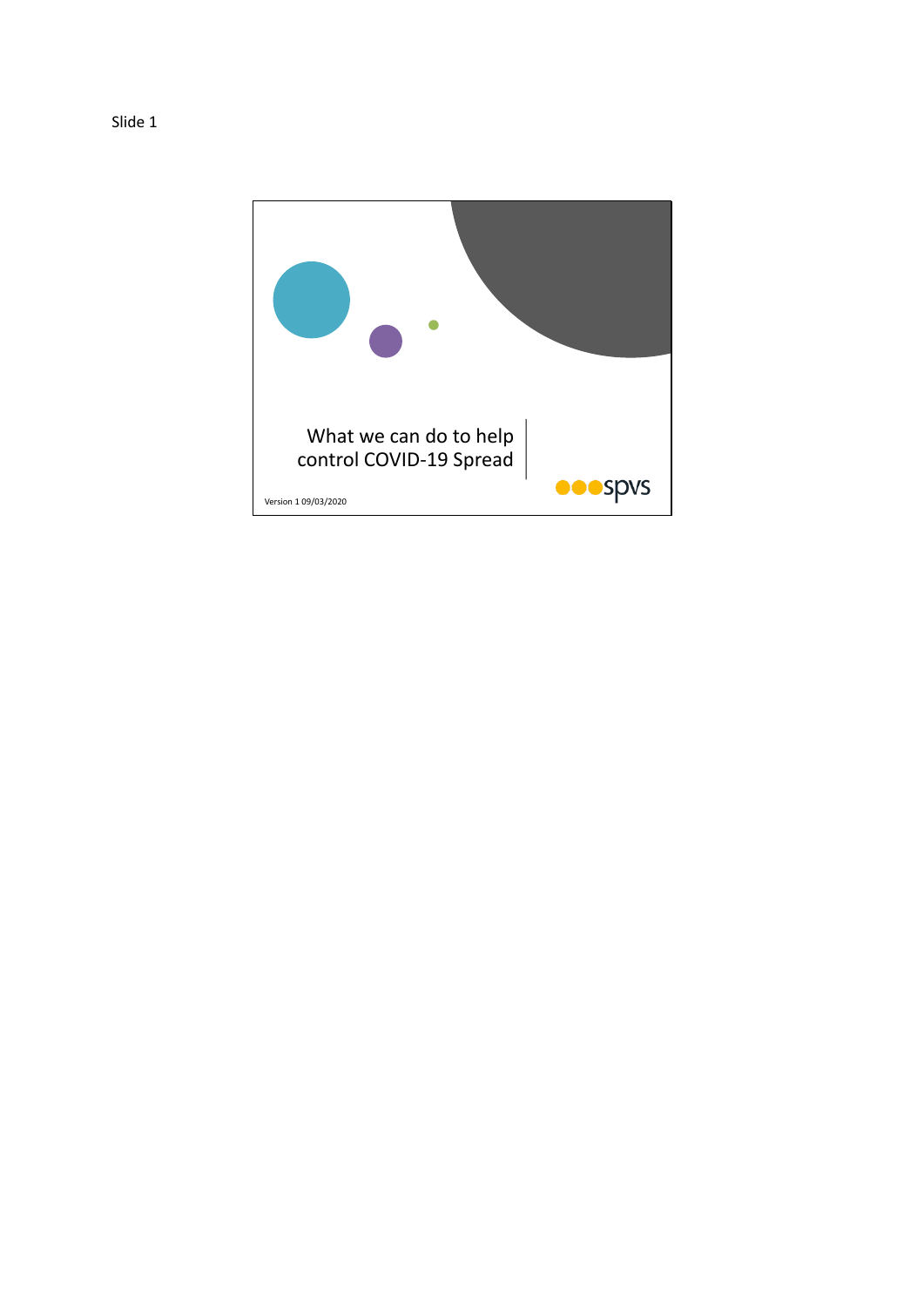Slide 1

# What we can do to help control COVID-19 Spread

Version 1 09/03/2020

spvs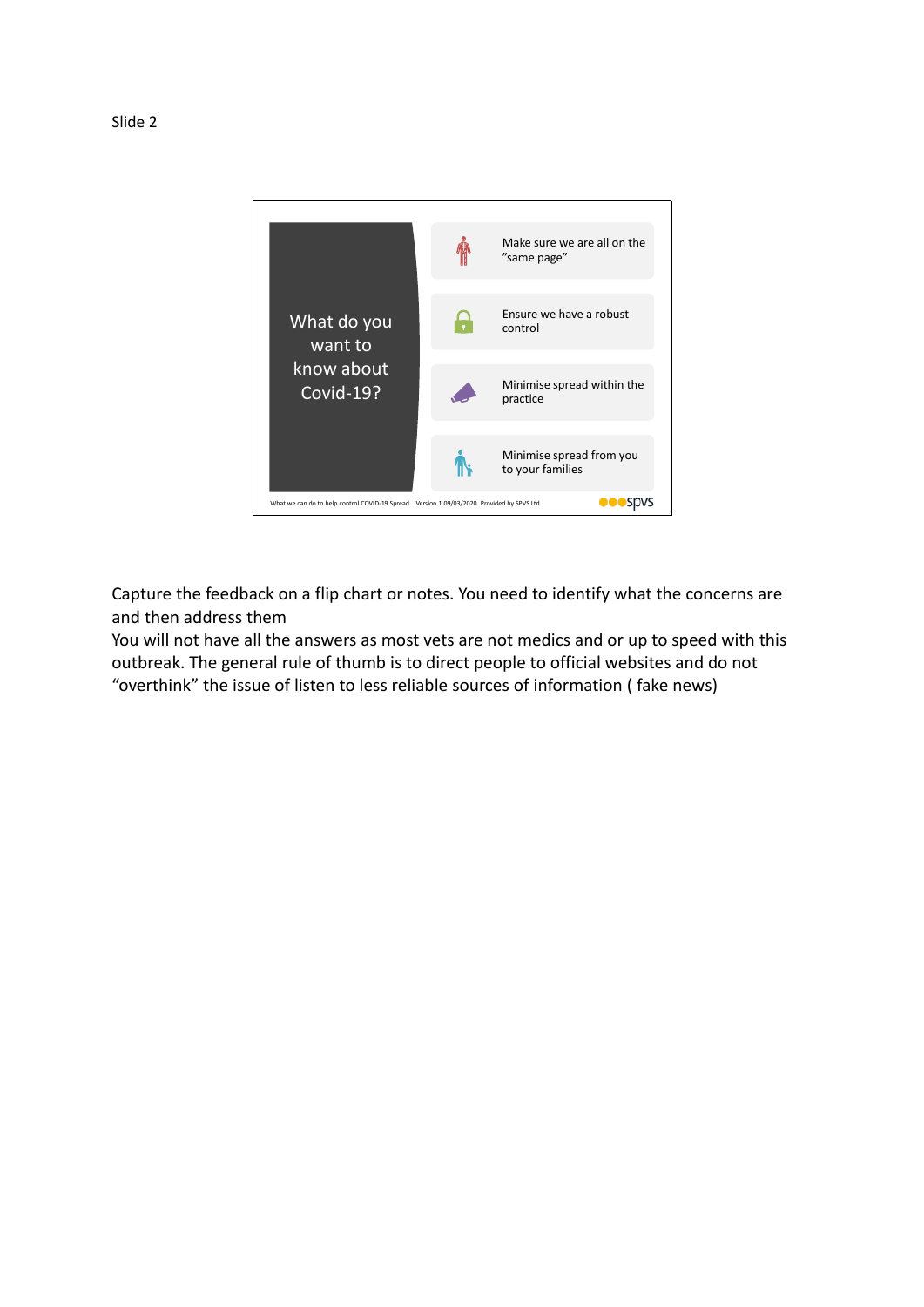Slide 2

What do you want to know about Covid-19?

- Make sure we are all on the "same page"
- Ensure we have a robust control
- Minimise spread within the practice
- Minimise spread from you to your families

What we can do to help control COVID-19 Spread. Version 1 09/03/2020 Provided by SPVS Ltd

Capture the feedback on a flip chart or notes. You need to identify what the concerns are and then address them

You will not have all the answers as most vets are not medics and or up to speed with this outbreak. The general rule of thumb is to direct people to official websites and do not "overthink" the issue of listen to less reliable sources of information ( fake news)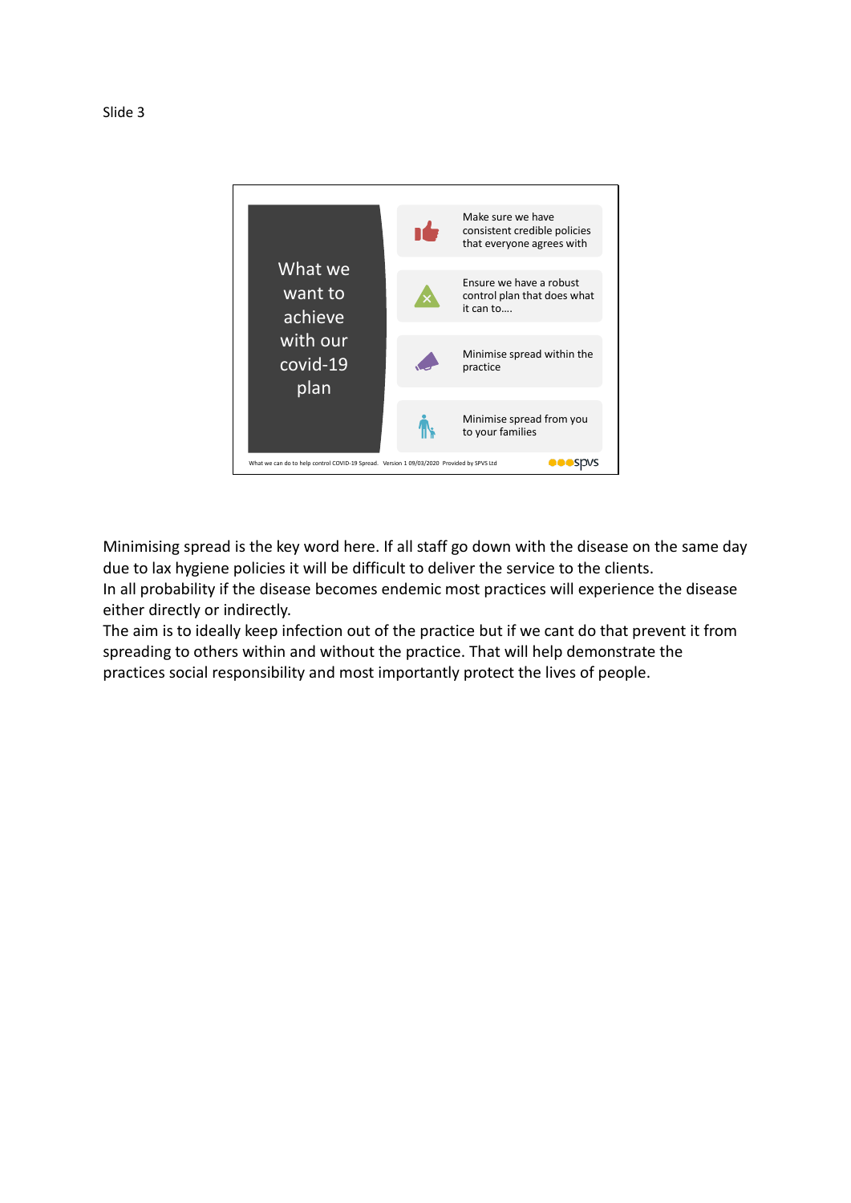Slide 3

What we want to achieve with our covid-19 plan

- Make sure we have consistent credible policies that everyone agrees with
- Ensure we have a robust control plan that does what it can to….
- Minimise spread within the practice
- Minimise spread from you to your families

What we can do to help control COVID-19 Spread. Version 1 09/03/2020 Provided by SPVS Ltd

spvs

Minimising spread is the key word here. If all staff go down with the disease on the same day due to lax hygiene policies it will be difficult to deliver the service to the clients.
In all probability if the disease becomes endemic most practices will experience the disease either directly or indirectly.
The aim is to ideally keep infection out of the practice but if we cant do that prevent it from spreading to others within and without the practice. That will help demonstrate the practices social responsibility and most importantly protect the lives of people.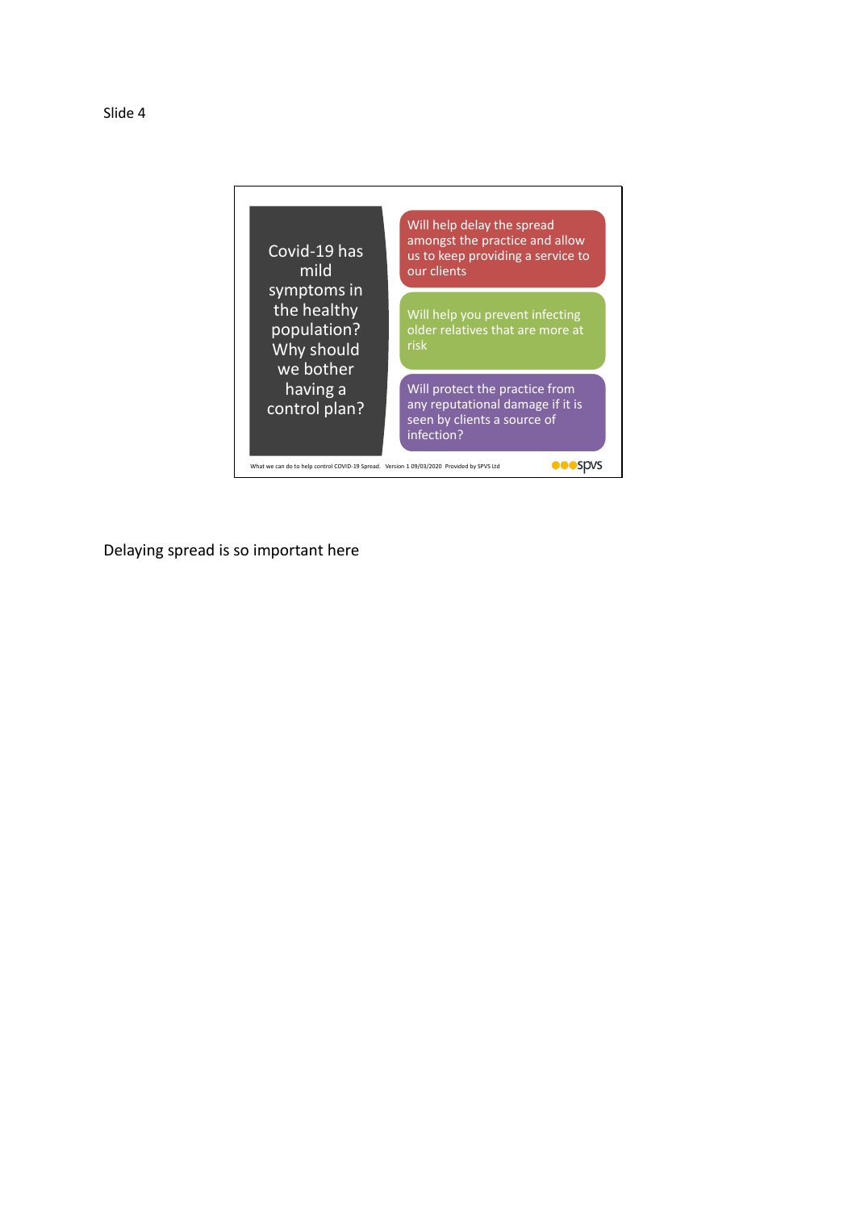Slide 4

Covid-19 has mild symptoms in the healthy population? Why should we bother having a control plan?

- Will help delay the spread amongst the practice and allow us to keep providing a service to our clients
- Will help you prevent infecting older relatives that are more at risk
- Will protect the practice from any reputational damage if it is seen by clients a source of infection?

What we can do to help control COVID-19 Spread. Version 1 09/03/2020 Provided by SPVS Ltd

spvs

Delaying spread is so important here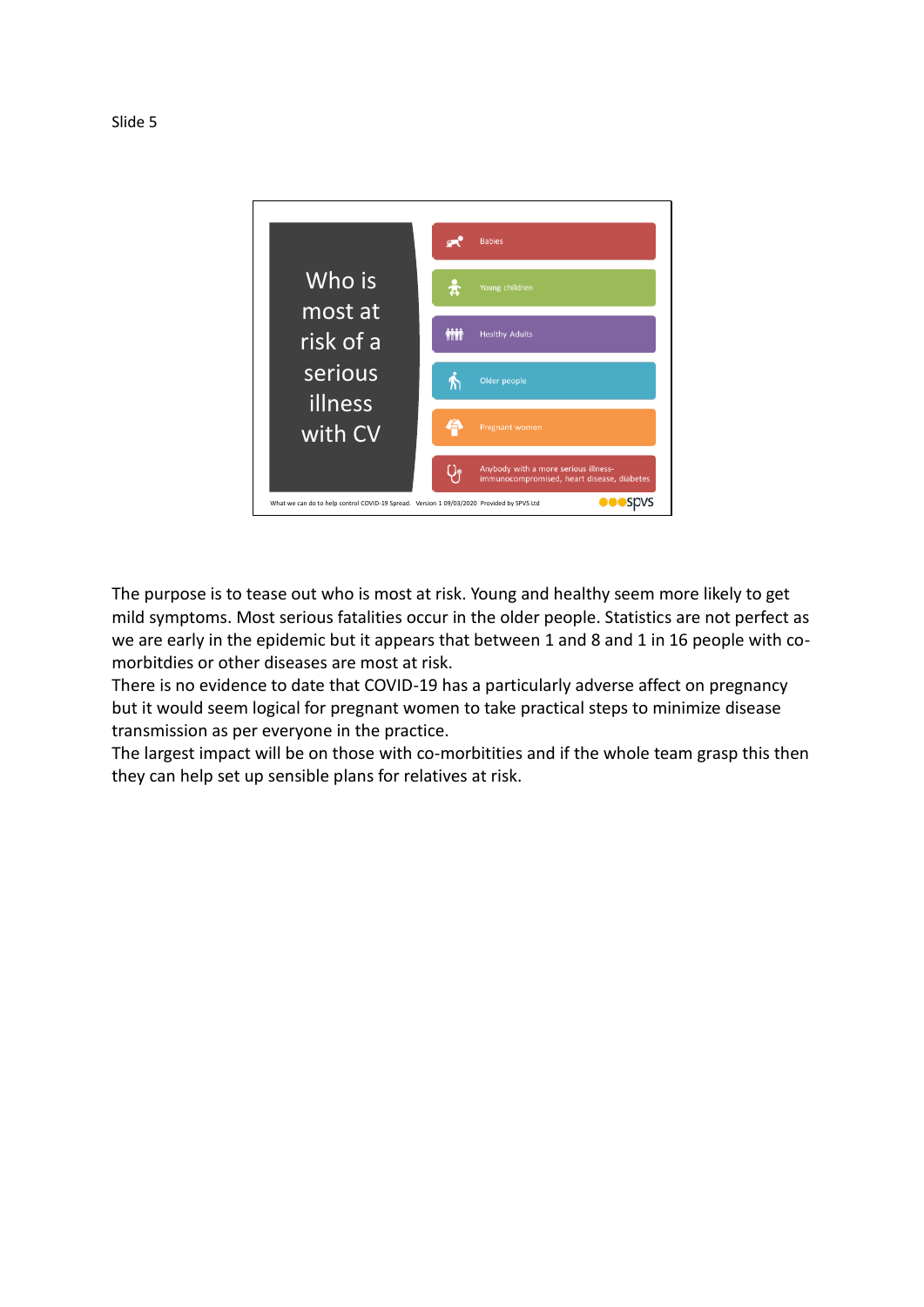Slide 5

Who is most at risk of a serious illness with CV

- Babies
- Young children
- Healthy Adults
- Older people
- Pregnant women
- Anybody with a more serious illness- immunocompromised, heart disease, diabetes

What we can do to help control COVID-19 Spread. Version 1 09/03/2020 Provided by SPVS Ltd

spvs

The purpose is to tease out who is most at risk. Young and healthy seem more likely to get mild symptoms. Most serious fatalities occur in the older people. Statistics are not perfect as we are early in the epidemic but it appears that between 1 and 8 and 1 in 16 people with co-morbitdies or other diseases are most at risk.
There is no evidence to date that COVID-19 has a particularly adverse affect on pregnancy but it would seem logical for pregnant women to take practical steps to minimize disease transmission as per everyone in the practice.
The largest impact will be on those with co-morbitities and if the whole team grasp this then they can help set up sensible plans for relatives at risk.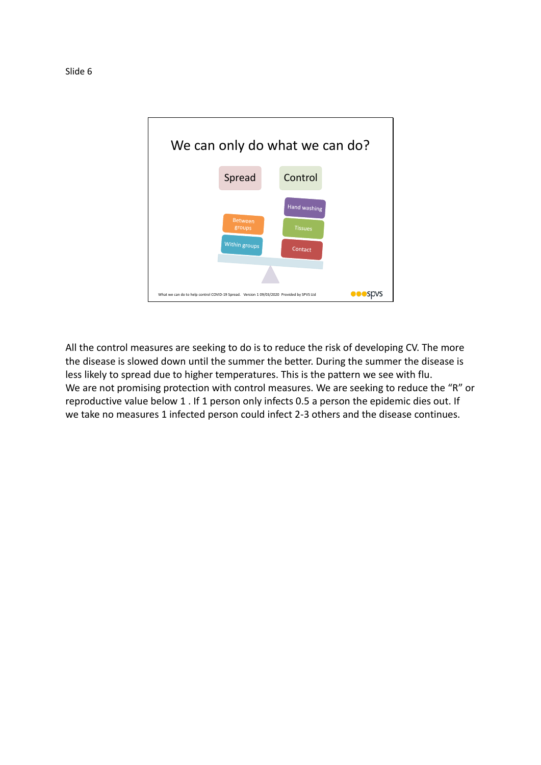Slide 6

We can only do what we can do?

Spread

Control

Hand washing

Between groups

Tissues

Within groups

Contact

What we can do to help control COVID-19 Spread. Version 1 09/03/2020 Provided by SPVS Ltd

spvs

All the control measures are seeking to do is to reduce the risk of developing CV. The more the disease is slowed down until the summer the better. During the summer the disease is less likely to spread due to higher temperatures. This is the pattern we see with flu.
We are not promising protection with control measures. We are seeking to reduce the "R" or reproductive value below 1 . If 1 person only infects 0.5 a person the epidemic dies out. If we take no measures 1 infected person could infect 2-3 others and the disease continues.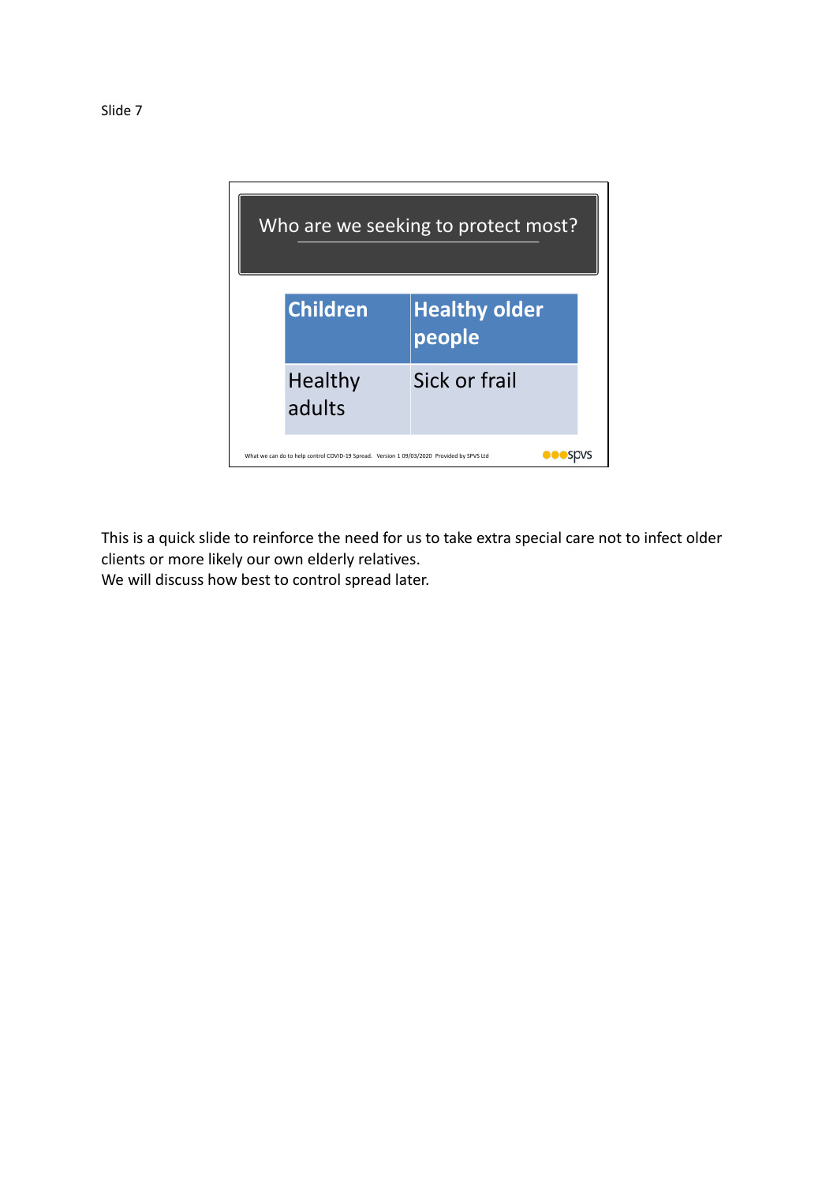Slide 7

# Who are we seeking to protect most?

| **Children** | **Healthy older people** |
| --- | --- |
| Healthy adults | Sick or frail |

What we can do to help control COVID-19 Spread. Version 1 09/03/2020 Provided by SPVS Ltd

This is a quick slide to reinforce the need for us to take extra special care not to infect older clients or more likely our own elderly relatives.
We will discuss how best to control spread later.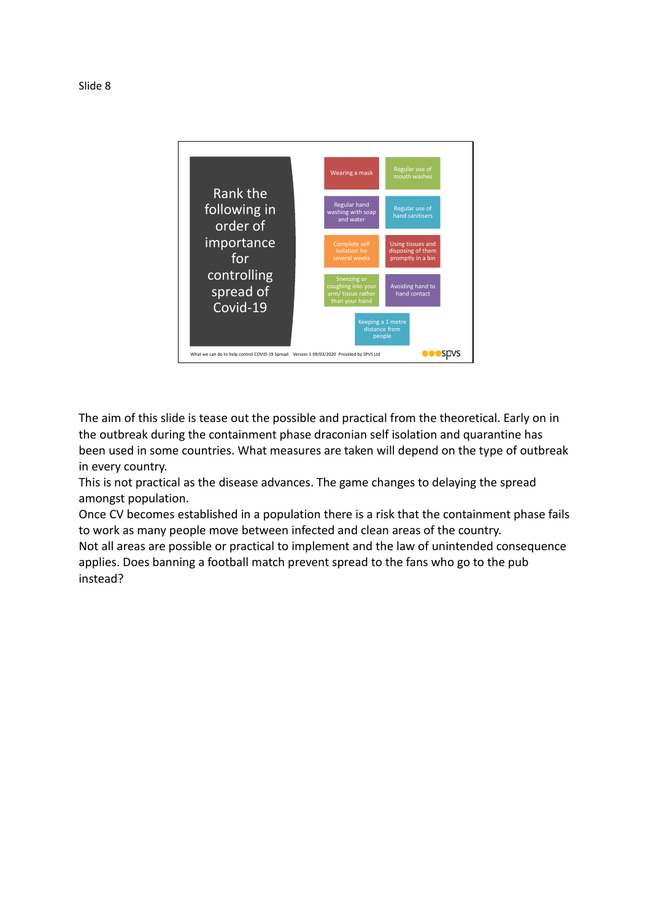Slide 8

Rank the following in order of importance for controlling spread of Covid-19

- Wearing a mask
- Regular use of mouth washes
- Regular hand washing with soap and water
- Regular use of hand sanitisers
- Complete self isolation for several weeks
- Using tissues and disposing of them promptly in a bin
- Sneezing or coughing into your arm/ tissue rather than your hand
- Avoiding hand to hand contact
- Keeping a 1 metre distance from people

What we can do to help control COVID-19 Spread. Version 1 09/03/2020 Provided by SPVS Ltd

The aim of this slide is tease out the possible and practical from the theoretical. Early on in the outbreak during the containment phase draconian self isolation and quarantine has been used in some countries. What measures are taken will depend on the type of outbreak in every country.

This is not practical as the disease advances. The game changes to delaying the spread amongst population.

Once CV becomes established in a population there is a risk that the containment phase fails to work as many people move between infected and clean areas of the country.

Not all areas are possible or practical to implement and the law of unintended consequence applies. Does banning a football match prevent spread to the fans who go to the pub instead?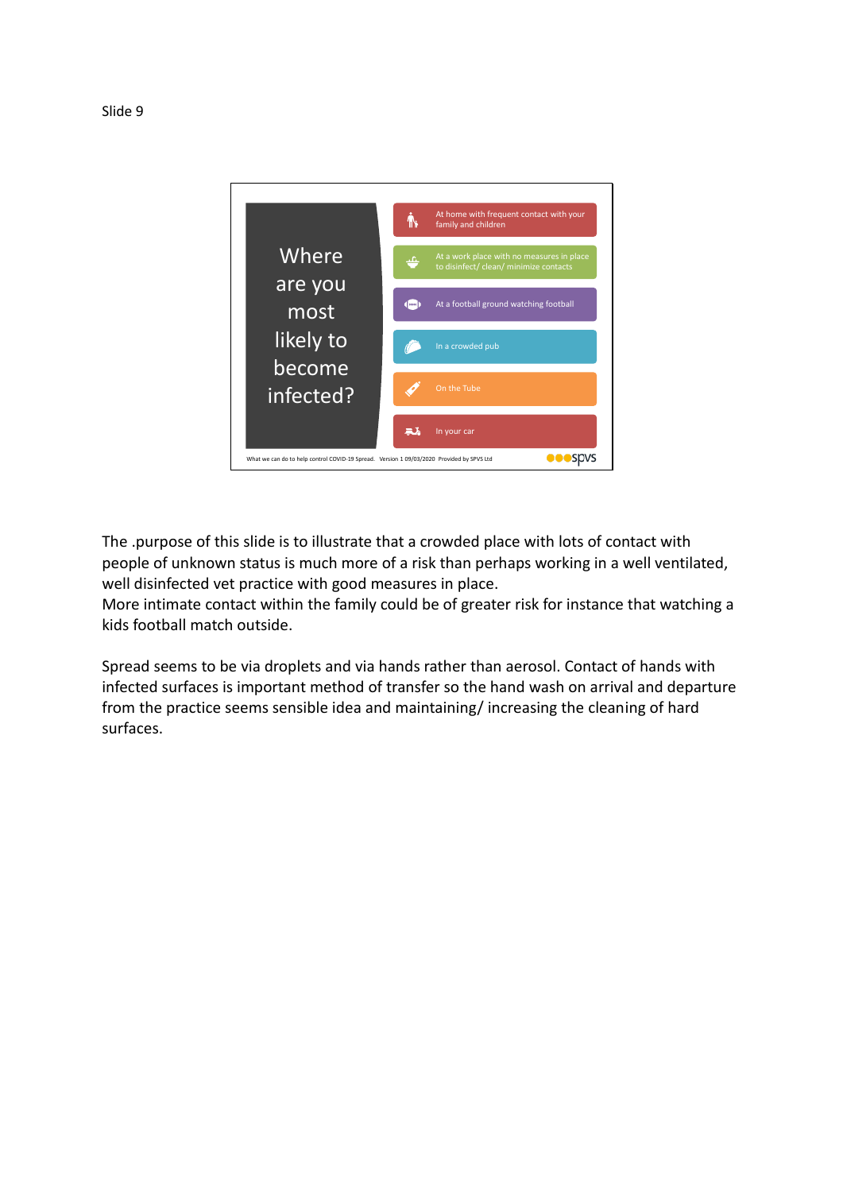Slide 9

Where are you most likely to become infected?

- At home with frequent contact with your family and children
- At a work place with no measures in place to disinfect/ clean/ minimize contacts
- At a football ground watching football
- In a crowded pub
- On the Tube
- In your car

What we can do to help control COVID-19 Spread. Version 1 09/03/2020 Provided by SPVS Ltd

spvs

The .purpose of this slide is to illustrate that a crowded place with lots of contact with people of unknown status is much more of a risk than perhaps working in a well ventilated, well disinfected vet practice with good measures in place.
More intimate contact within the family could be of greater risk for instance that watching a kids football match outside.

Spread seems to be via droplets and via hands rather than aerosol. Contact of hands with infected surfaces is important method of transfer so the hand wash on arrival and departure from the practice seems sensible idea and maintaining/ increasing the cleaning of hard surfaces.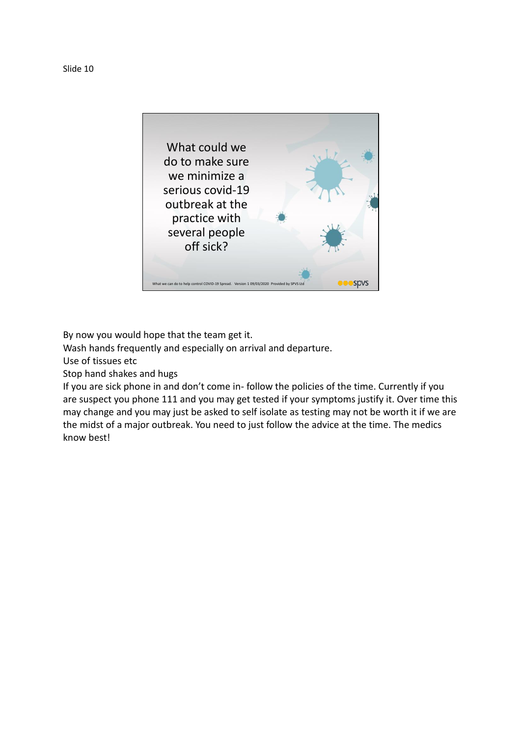Slide 10

What could we do to make sure we minimize a serious covid-19 outbreak at the practice with several people off sick?

What we can do to help control COVID-19 Spread. Version 1 09/03/2020 Provided by SPVS Ltd

spvs

By now you would hope that the team get it.
Wash hands frequently and especially on arrival and departure.
Use of tissues etc
Stop hand shakes and hugs
If you are sick phone in and don't come in- follow the policies of the time. Currently if you are suspect you phone 111 and you may get tested if your symptoms justify it. Over time this may change and you may just be asked to self isolate as testing may not be worth it if we are the midst of a major outbreak. You need to just follow the advice at the time. The medics know best!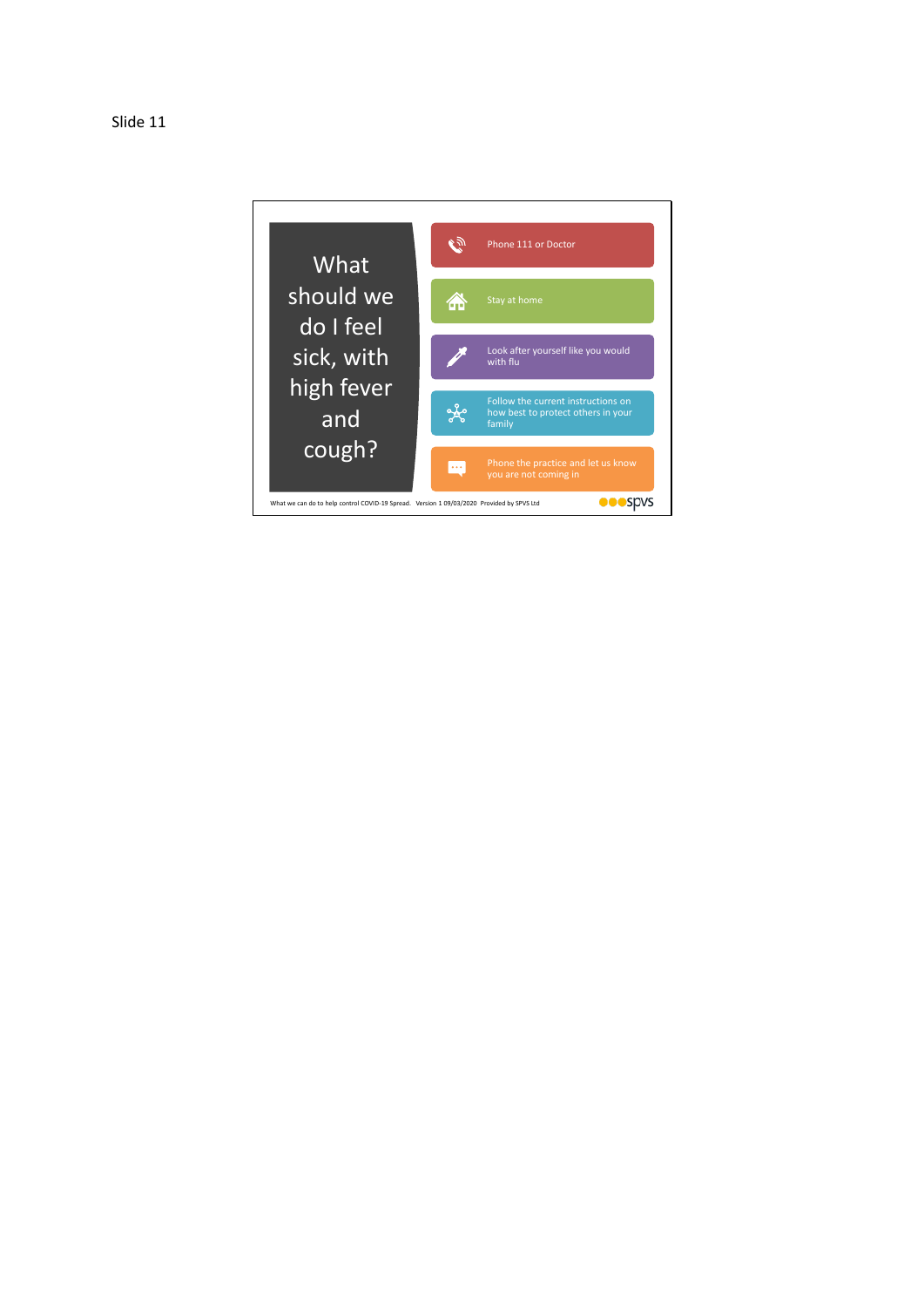Slide 11

# What should we do I feel sick, with high fever and cough?

- Phone 111 or Doctor
- Stay at home
- Look after yourself like you would with flu
- Follow the current instructions on how best to protect others in your family
- Phone the practice and let us know you are not coming in

What we can do to help control COVID-19 Spread. Version 1 09/03/2020 Provided by SPVS Ltd

spvs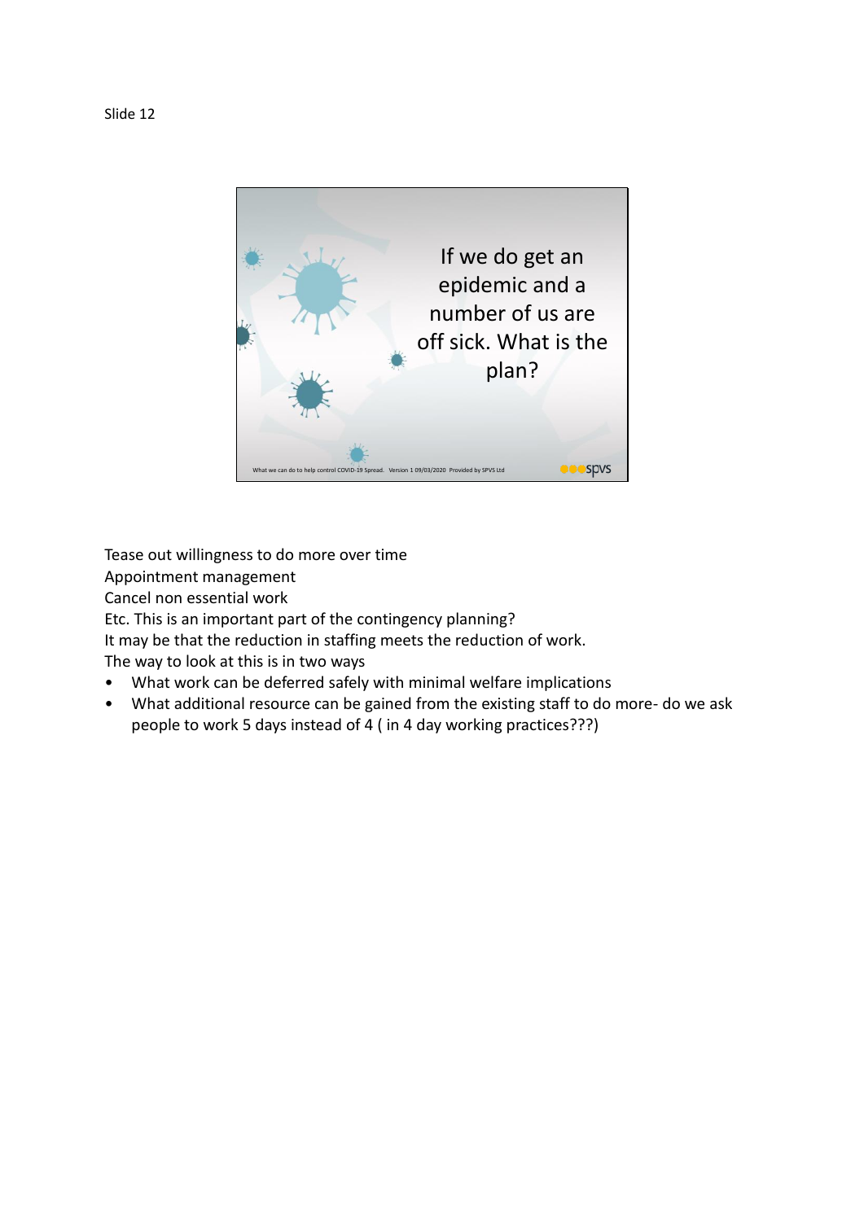Slide 12

If we do get an epidemic and a number of us are off sick. What is the plan?

What we can do to help control COVID-19 Spread. Version 1 09/03/2020 Provided by SPVS Ltd

Tease out willingness to do more over time
Appointment management
Cancel non essential work
Etc. This is an important part of the contingency planning?
It may be that the reduction in staffing meets the reduction of work.
The way to look at this is in two ways

- What work can be deferred safely with minimal welfare implications
- What additional resource can be gained from the existing staff to do more- do we ask people to work 5 days instead of 4 ( in 4 day working practices???)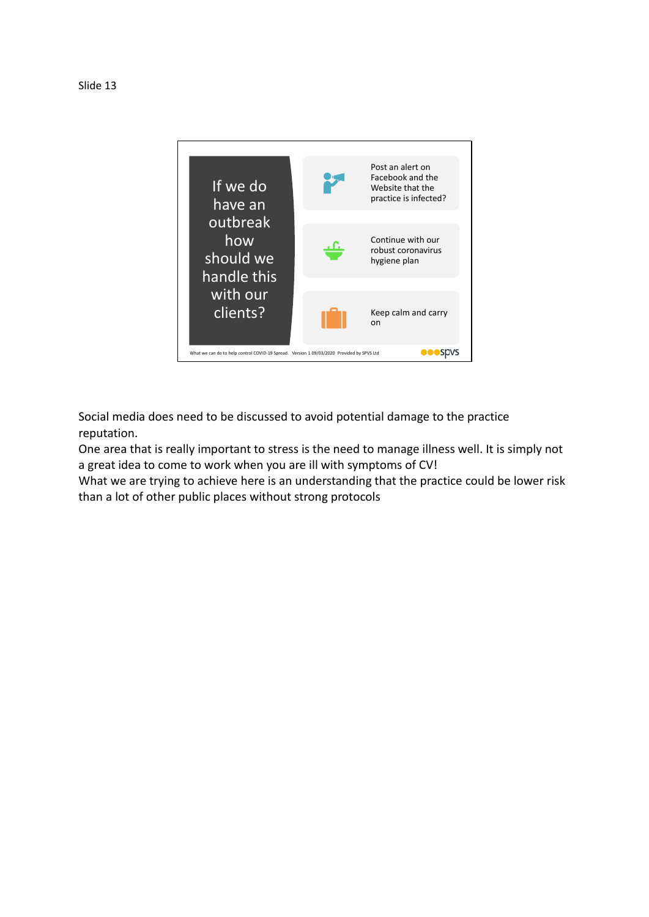Slide 13

**If we do have an outbreak how should we handle this with our clients?**

- Post an alert on Facebook and the Website that the practice is infected?
- Continue with our robust coronavirus hygiene plan
- Keep calm and carry on

What we can do to help control COVID-19 Spread. Version 1 09/03/2020 Provided by SPVS Ltd

Social media does need to be discussed to avoid potential damage to the practice reputation.

One area that is really important to stress is the need to manage illness well. It is simply not a great idea to come to work when you are ill with symptoms of CV!

What we are trying to achieve here is an understanding that the practice could be lower risk than a lot of other public places without strong protocols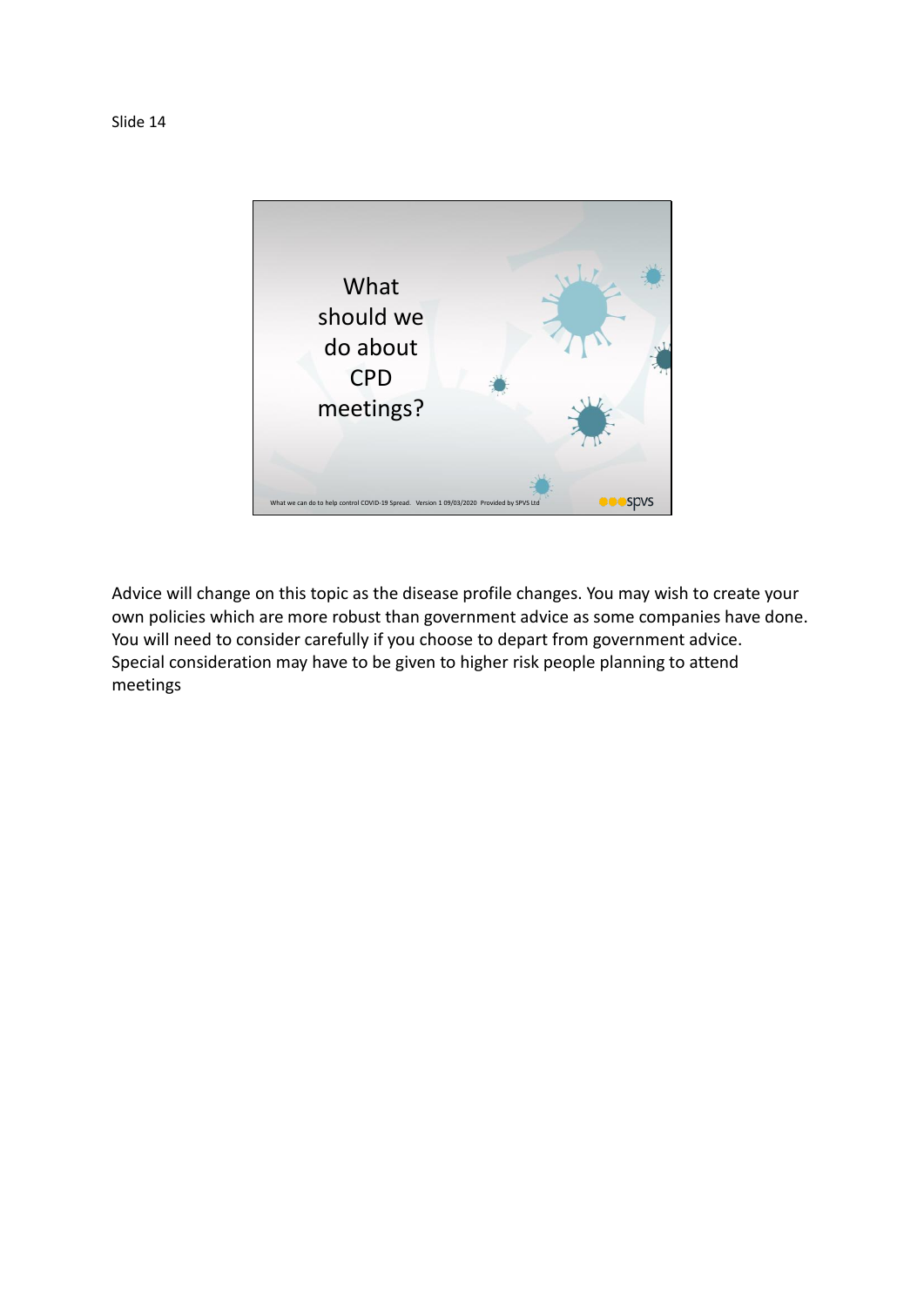Slide 14

What should we do about CPD meetings?

What we can do to help control COVID-19 Spread. Version 1 09/03/2020 Provided by SPVS Ltd

spvs

Advice will change on this topic as the disease profile changes. You may wish to create your own policies which are more robust than government advice as some companies have done. You will need to consider carefully if you choose to depart from government advice. Special consideration may have to be given to higher risk people planning to attend meetings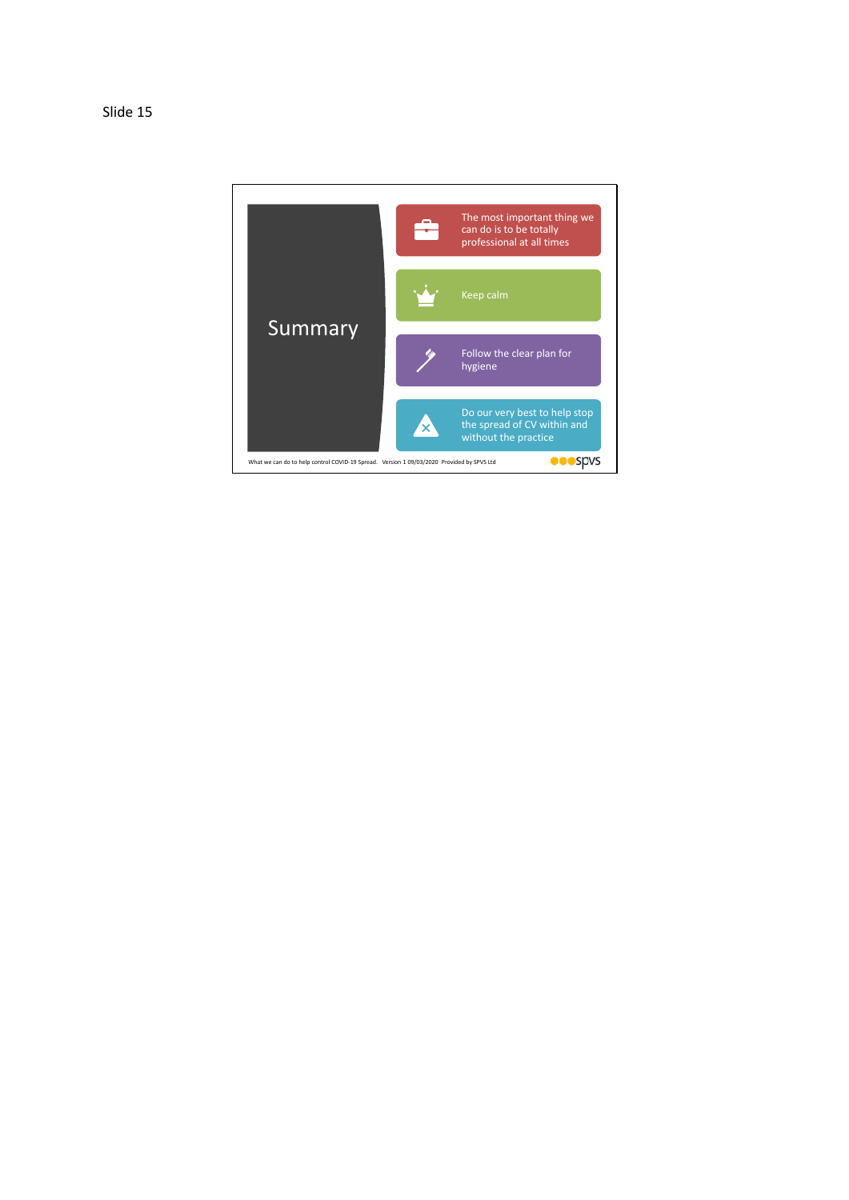Slide 15

# Summary

- The most important thing we can do is to be totally professional at all times
- Keep calm
- Follow the clear plan for hygiene
- Do our very best to help stop the spread of CV within and without the practice

What we can do to help control COVID-19 Spread. Version 1 09/03/2020 Provided by SPVS Ltd

spvs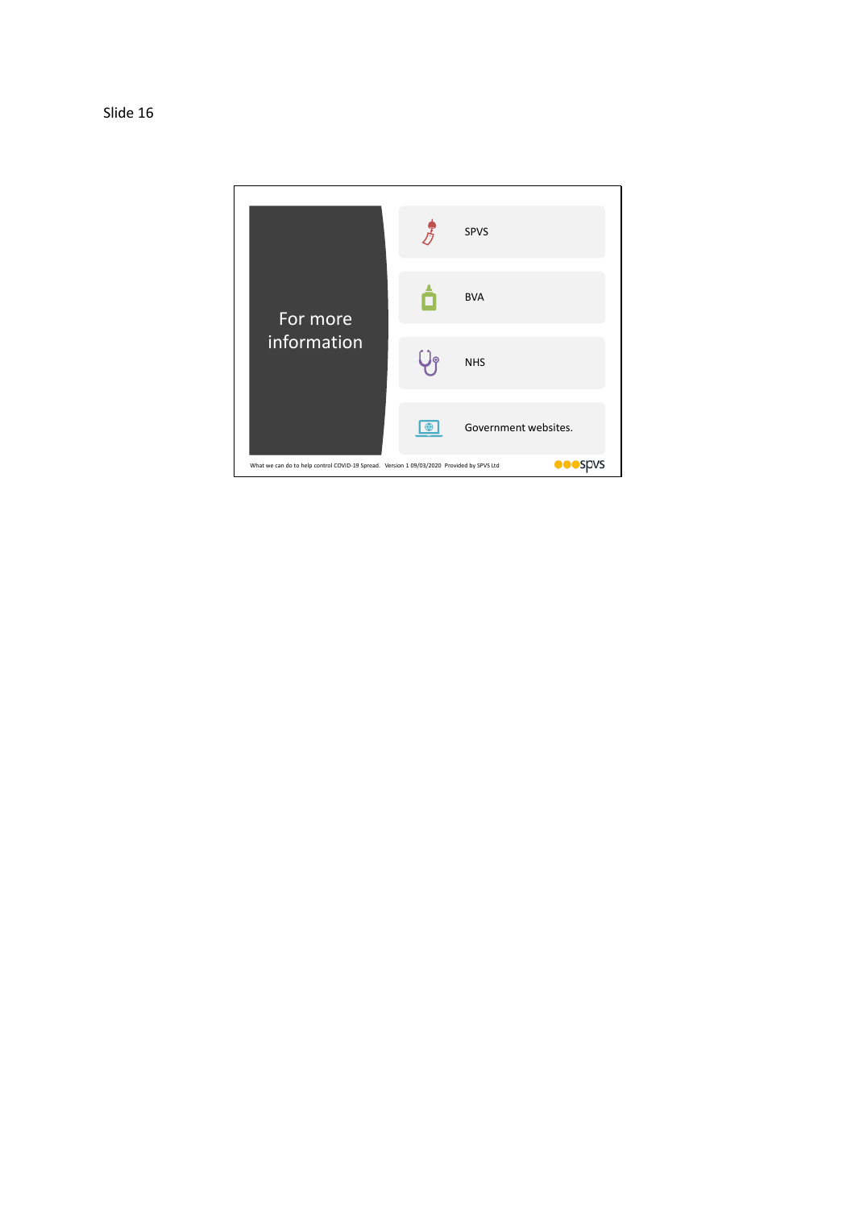Slide 16

## For more information

- SPVS
- BVA
- NHS
- Government websites.

What we can do to help control COVID-19 Spread. Version 1 09/03/2020 Provided by SPVS Ltd